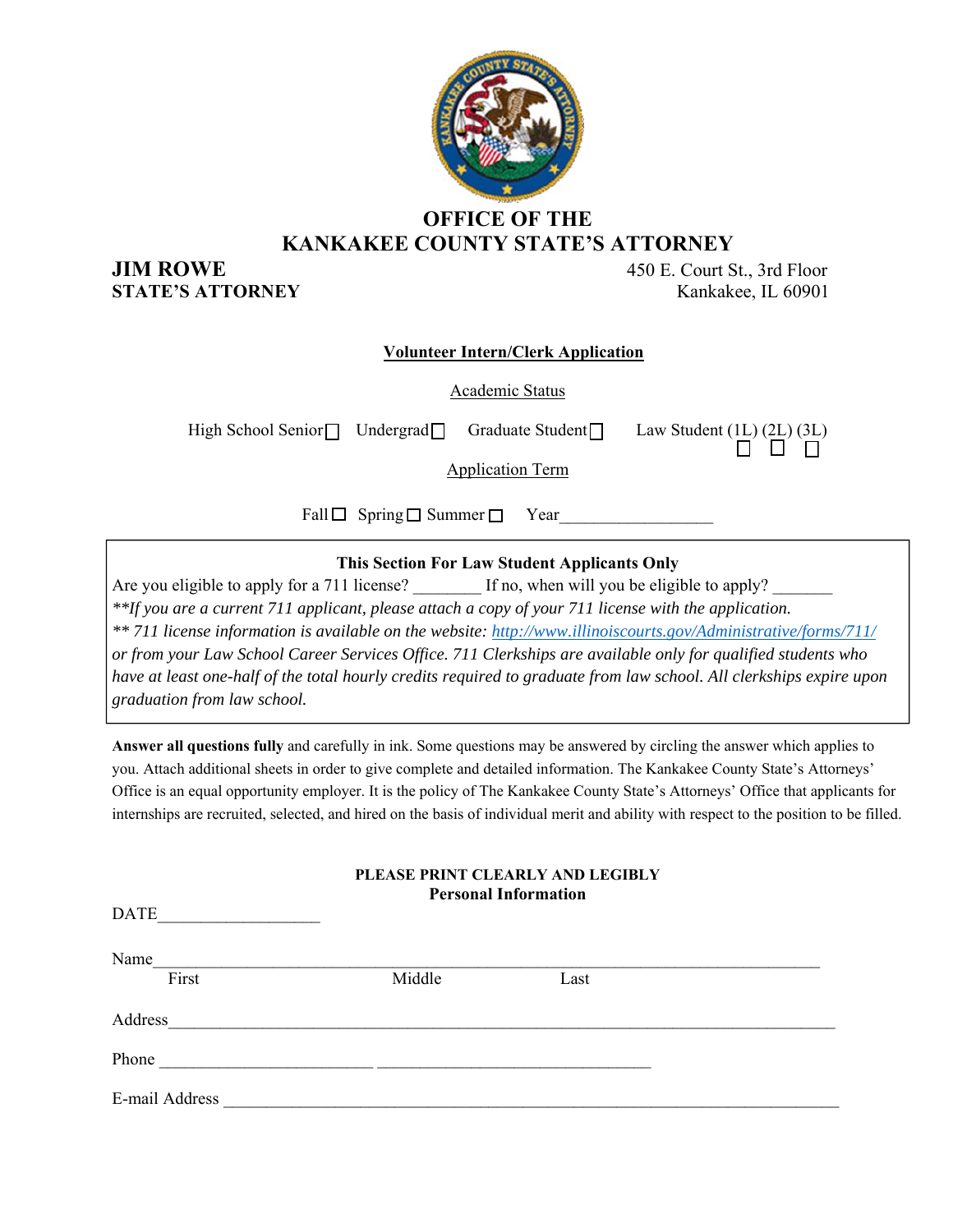# OFFICE OF THE
# KANKAKEE COUNTY STATE'S ATTORNEY

**JIM ROWE**
**STATE'S ATTORNEY**

450 E. Court St., 3rd Floor
Kankakee, IL 60901

## Volunteer Intern/Clerk Application

Academic Status

High School Senior ☐ Undergrad ☐ Graduate Student ☐ Law Student (1L) ☐ (2L) ☐ (3L) ☐

Application Term

Fall ☐ Spring ☐ Summer ☐ Year_________________

---

**This Section For Law Student Applicants Only**

Are you eligible to apply for a 711 license? ________ If no, when will you be eligible to apply? _______

*\*\*If you are a current 711 applicant, please attach a copy of your 711 license with the application.*

*\*\* 711 license information is available on the website: [http://www.illinoiscourts.gov/Administrative/forms/711/](http://www.illinoiscourts.gov/Administrative/forms/711/) or from your Law School Career Services Office. 711 Clerkships are available only for qualified students who have at least one-half of the total hourly credits required to graduate from law school. All clerkships expire upon graduation from law school.*

---

**Answer all questions fully** and carefully in ink. Some questions may be answered by circling the answer which applies to you. Attach additional sheets in order to give complete and detailed information. The Kankakee County State's Attorneys' Office is an equal opportunity employer. It is the policy of The Kankakee County State's Attorneys' Office that applicants for internships are recruited, selected, and hired on the basis of individual merit and ability with respect to the position to be filled.

**PLEASE PRINT CLEARLY AND LEGIBLY**
**Personal Information**

DATE__________________

Name_____________________________________________________________________
First Middle Last

Address____________________________________________________________________

Phone ________________________ ______________________________

E-mail Address ______________________________________________________________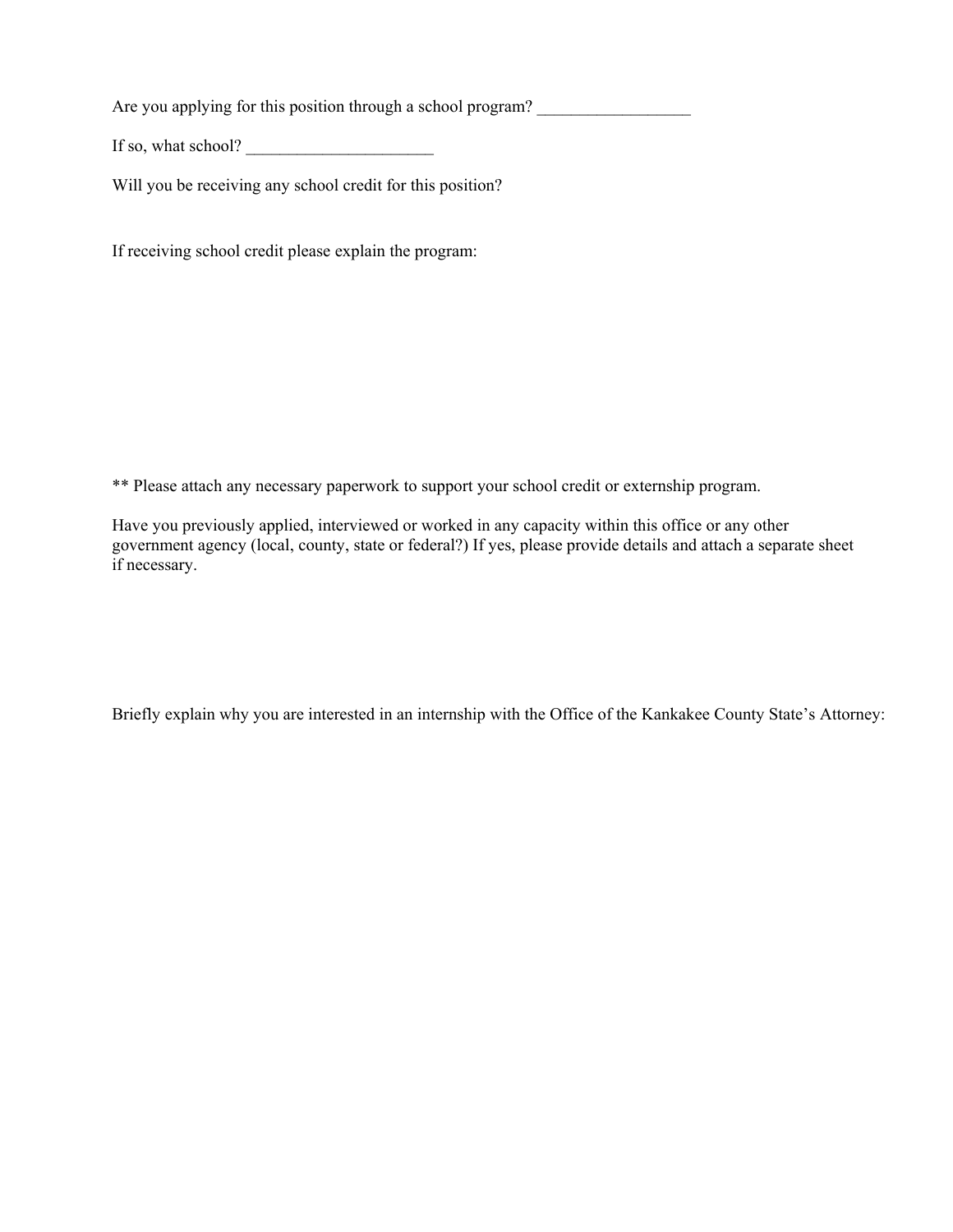Are you applying for this position through a school program? __________________

If so, what school? ______________________

Will you be receiving any school credit for this position?

If receiving school credit please explain the program:

** Please attach any necessary paperwork to support your school credit or externship program.

Have you previously applied, interviewed or worked in any capacity within this office or any other government agency (local, county, state or federal?) If yes, please provide details and attach a separate sheet if necessary.

Briefly explain why you are interested in an internship with the Office of the Kankakee County State's Attorney: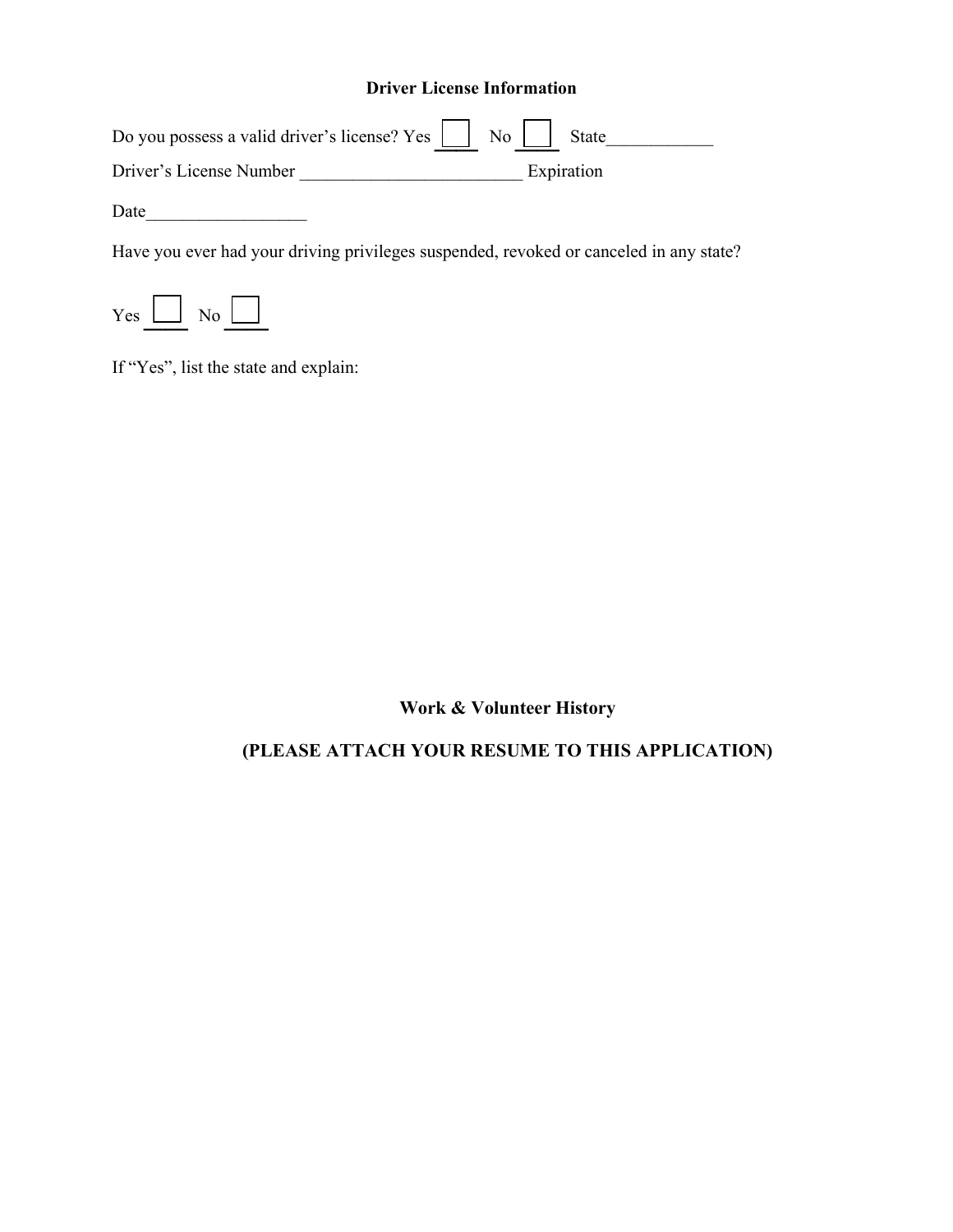## Driver License Information

Do you possess a valid driver's license? Yes ☐ No ☐ State____________

Driver's License Number _________________________ Expiration

Date__________________

Have you ever had your driving privileges suspended, revoked or canceled in any state?

Yes ☐ No ☐

If "Yes", list the state and explain:

## Work & Volunteer History

**(PLEASE ATTACH YOUR RESUME TO THIS APPLICATION)**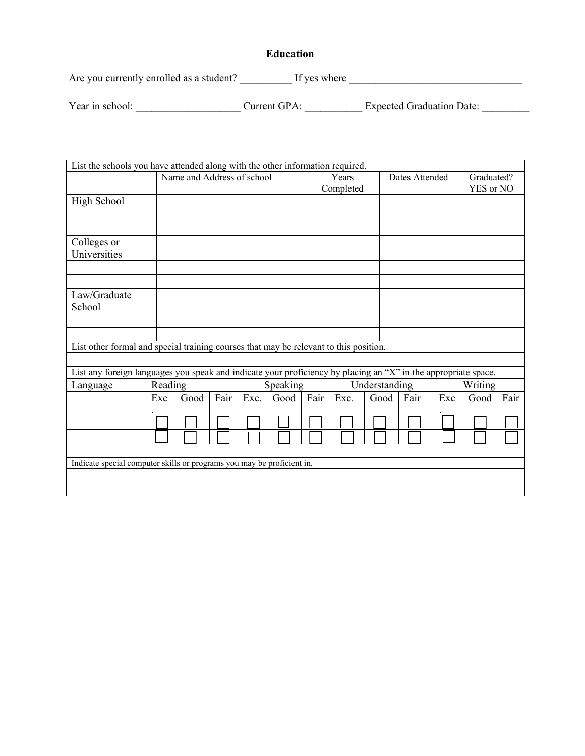## Education

Are you currently enrolled as a student? __________ If yes where _________________________________

Year in school: ____________________ Current GPA: ___________ Expected Graduation Date: _________

| List the schools you have attended along with the other information required. | | | | |
|---|---|---|---|---|
| | Name and Address of school | Years Completed | Dates Attended | Graduated? YES or NO |
| High School | | | | |
| | | | | |
| | | | | |
| Colleges or Universities | | | | |
| | | | | |
| | | | | |
| Law/Graduate School | | | | |
| | | | | |
| | | | | |
| List other formal and special training courses that may be relevant to this position. | | | | |
| | | | | |

| List any foreign languages you speak and indicate your proficiency by placing an "X" in the appropriate space. | | | | | | | | | | | | |
|---|---|---|---|---|---|---|---|---|---|---|---|---|
| Language | Reading | | | Speaking | | | Understanding | | | Writing | | |
| | Exc. | Good | Fair | Exc. | Good | Fair | Exc. | Good | Fair | Exc. | Good | Fair |
| | ☐ | ☐ | ☐ | ☐ | ☐ | ☐ | ☐ | ☐ | ☐ | ☐ | ☐ | ☐ |
| | ☐ | ☐ | ☐ | ☐ | ☐ | ☐ | ☐ | ☐ | ☐ | ☐ | ☐ | ☐ |
| | | | | | | | | | | | | |

| Indicate special computer skills or programs you may be proficient in. |
|---|
| |
| |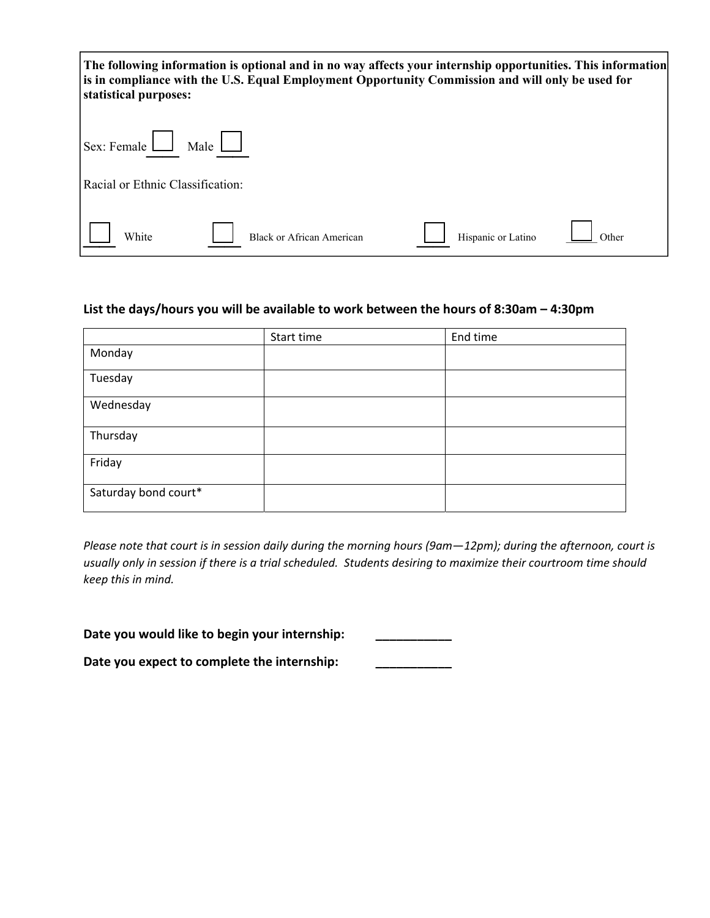**The following information is optional and in no way affects your internship opportunities. This information is in compliance with the U.S. Equal Employment Opportunity Commission and will only be used for statistical purposes:**

Sex: Female ☐ Male ☐

Racial or Ethnic Classification:

☐ White ☐ Black or African American ☐ Hispanic or Latino ☐ Other

**List the days/hours you will be available to work between the hours of 8:30am – 4:30pm**

| | Start time | End time |
|---|---|---|
| Monday | | |
| Tuesday | | |
| Wednesday | | |
| Thursday | | |
| Friday | | |
| Saturday bond court* | | |

*Please note that court is in session daily during the morning hours (9am—12pm); during the afternoon, court is usually only in session if there is a trial scheduled. Students desiring to maximize their courtroom time should keep this in mind.*

**Date you would like to begin your internship:** ___________

**Date you expect to complete the internship:** ___________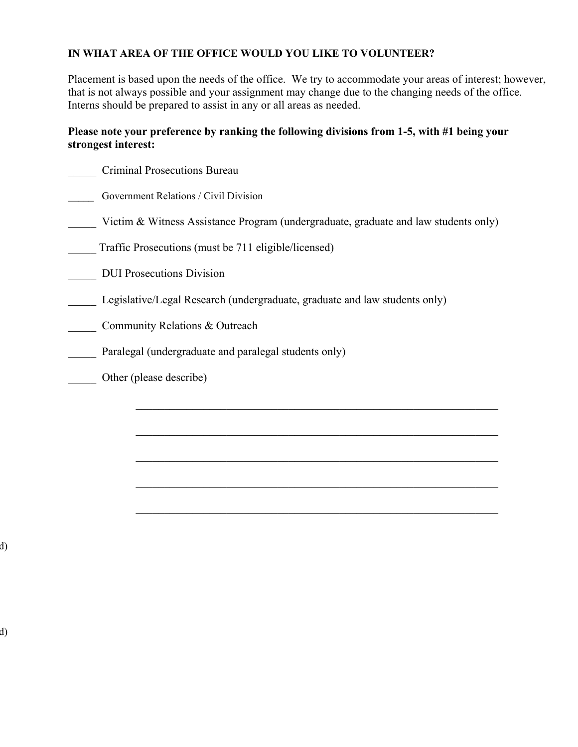**IN WHAT AREA OF THE OFFICE WOULD YOU LIKE TO VOLUNTEER?**

Placement is based upon the needs of the office. We try to accommodate your areas of interest; however, that is not always possible and your assignment may change due to the changing needs of the office. Interns should be prepared to assist in any or all areas as needed.

**Please note your preference by ranking the following divisions from 1-5, with #1 being your strongest interest:**

_____ Criminal Prosecutions Bureau

_____ Government Relations / Civil Division

_____ Victim & Witness Assistance Program (undergraduate, graduate and law students only)

_____ Traffic Prosecutions (must be 711 eligible/licensed)

_____ DUI Prosecutions Division

_____ Legislative/Legal Research (undergraduate, graduate and law students only)

_____ Community Relations & Outreach

_____ Paralegal (undergraduate and paralegal students only)

_____ Other (please describe)

_________________________________________________________________

_________________________________________________________________

_________________________________________________________________

_________________________________________________________________

_________________________________________________________________

d)

d)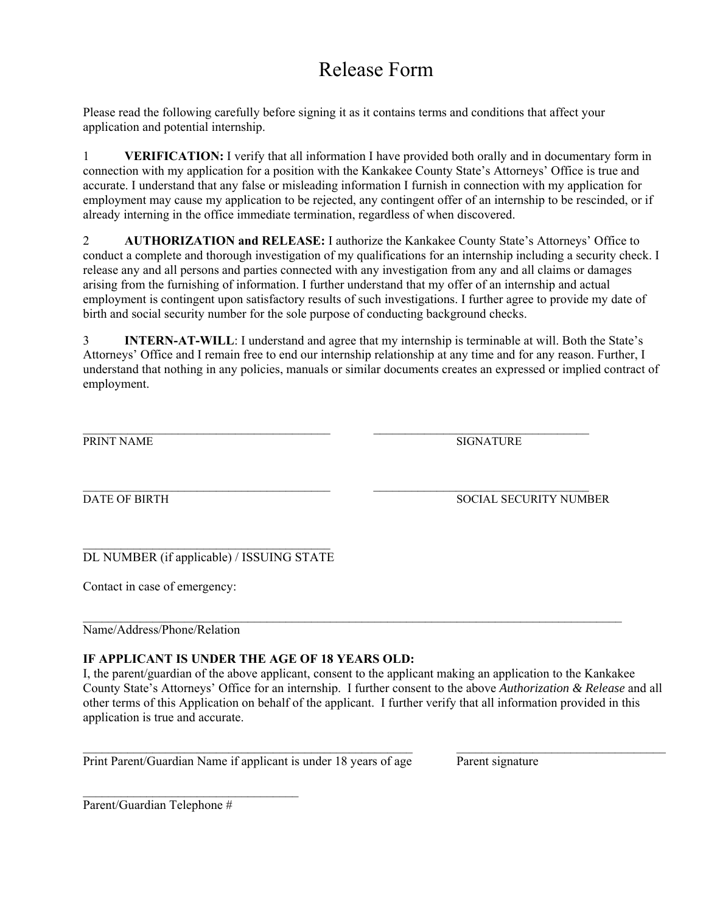# Release Form

Please read the following carefully before signing it as it contains terms and conditions that affect your application and potential internship.

1 **VERIFICATION:** I verify that all information I have provided both orally and in documentary form in connection with my application for a position with the Kankakee County State's Attorneys' Office is true and accurate. I understand that any false or misleading information I furnish in connection with my application for employment may cause my application to be rejected, any contingent offer of an internship to be rescinded, or if already interning in the office immediate termination, regardless of when discovered.

2 **AUTHORIZATION and RELEASE:** I authorize the Kankakee County State's Attorneys' Office to conduct a complete and thorough investigation of my qualifications for an internship including a security check. I release any and all persons and parties connected with any investigation from any and all claims or damages arising from the furnishing of information. I further understand that my offer of an internship and actual employment is contingent upon satisfactory results of such investigations. I further agree to provide my date of birth and social security number for the sole purpose of conducting background checks.

3 **INTERN-AT-WILL**: I understand and agree that my internship is terminable at will. Both the State's Attorneys' Office and I remain free to end our internship relationship at any time and for any reason. Further, I understand that nothing in any policies, manuals or similar documents creates an expressed or implied contract of employment.

_________________________________________ _________________________________________
PRINT NAME SIGNATURE

_________________________________________ _________________________________________
DATE OF BIRTH SOCIAL SECURITY NUMBER

_________________________________________
DL NUMBER (if applicable) / ISSUING STATE

Contact in case of emergency:

_____________________________________________________________________________________
Name/Address/Phone/Relation

**IF APPLICANT IS UNDER THE AGE OF 18 YEARS OLD:**
I, the parent/guardian of the above applicant, consent to the applicant making an application to the Kankakee County State's Attorneys' Office for an internship. I further consent to the above *Authorization & Release* and all other terms of this Application on behalf of the applicant. I further verify that all information provided in this application is true and accurate.

_____________________________________________________ _________________________________
Print Parent/Guardian Name if applicant is under 18 years of age Parent signature

___________________________________
Parent/Guardian Telephone #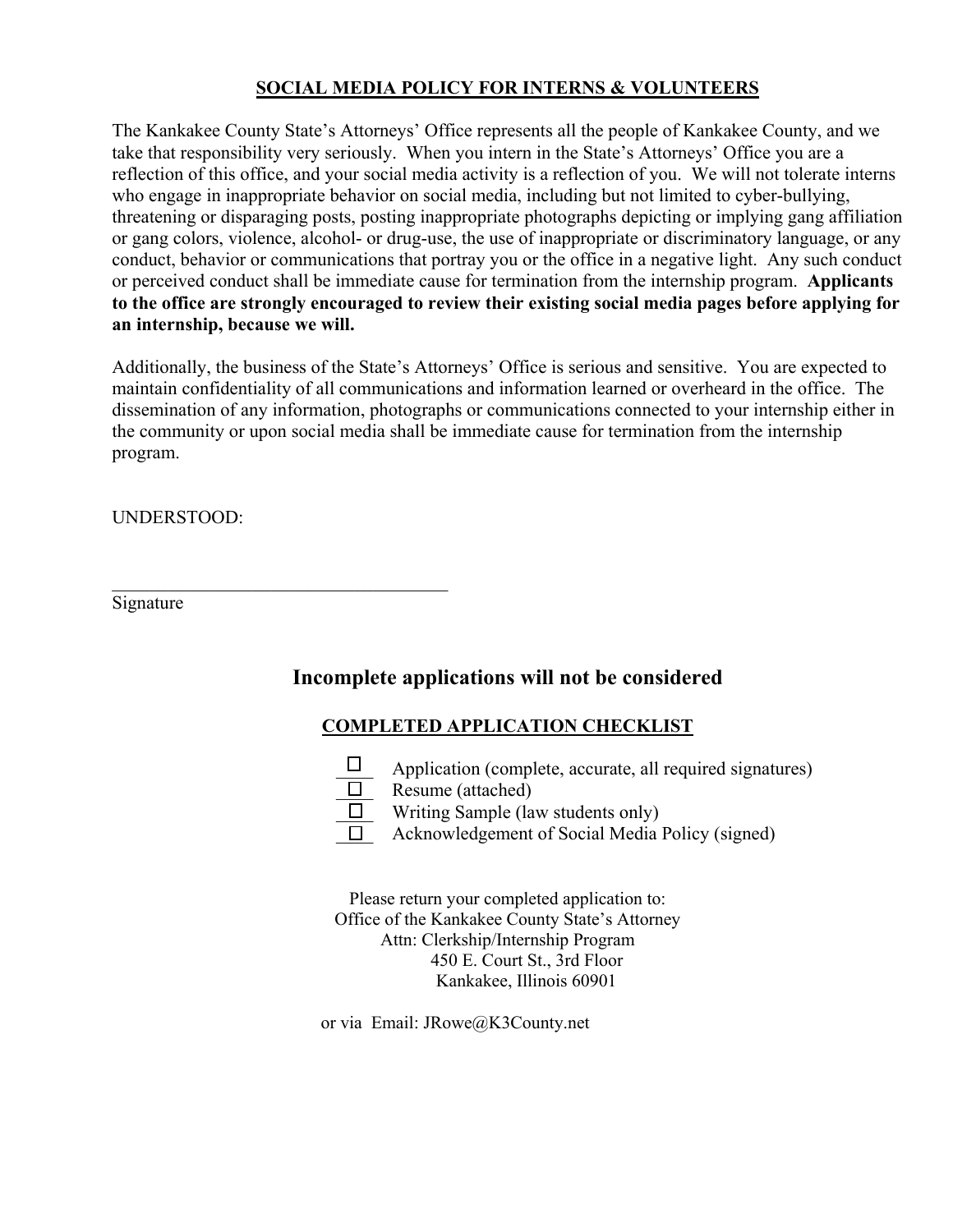## SOCIAL MEDIA POLICY FOR INTERNS & VOLUNTEERS

The Kankakee County State's Attorneys' Office represents all the people of Kankakee County, and we take that responsibility very seriously. When you intern in the State's Attorneys' Office you are a reflection of this office, and your social media activity is a reflection of you. We will not tolerate interns who engage in inappropriate behavior on social media, including but not limited to cyber-bullying, threatening or disparaging posts, posting inappropriate photographs depicting or implying gang affiliation or gang colors, violence, alcohol- or drug-use, the use of inappropriate or discriminatory language, or any conduct, behavior or communications that portray you or the office in a negative light. Any such conduct or perceived conduct shall be immediate cause for termination from the internship program. **Applicants to the office are strongly encouraged to review their existing social media pages before applying for an internship, because we will.**

Additionally, the business of the State's Attorneys' Office is serious and sensitive. You are expected to maintain confidentiality of all communications and information learned or overheard in the office. The dissemination of any information, photographs or communications connected to your internship either in the community or upon social media shall be immediate cause for termination from the internship program.

UNDERSTOOD:

\_\_\_\_\_\_\_\_\_\_\_\_\_\_\_\_\_\_\_\_\_\_\_\_\_\_\_\_\_\_\_\_\_\_\_\_
Signature

## Incomplete applications will not be considered

**COMPLETED APPLICATION CHECKLIST**

- ☐ Application (complete, accurate, all required signatures)
- ☐ Resume (attached)
- ☐ Writing Sample (law students only)
- ☐ Acknowledgement of Social Media Policy (signed)

Please return your completed application to:
Office of the Kankakee County State's Attorney
Attn: Clerkship/Internship Program
450 E. Court St., 3rd Floor
Kankakee, Illinois 60901

or via Email: JRowe@K3County.net